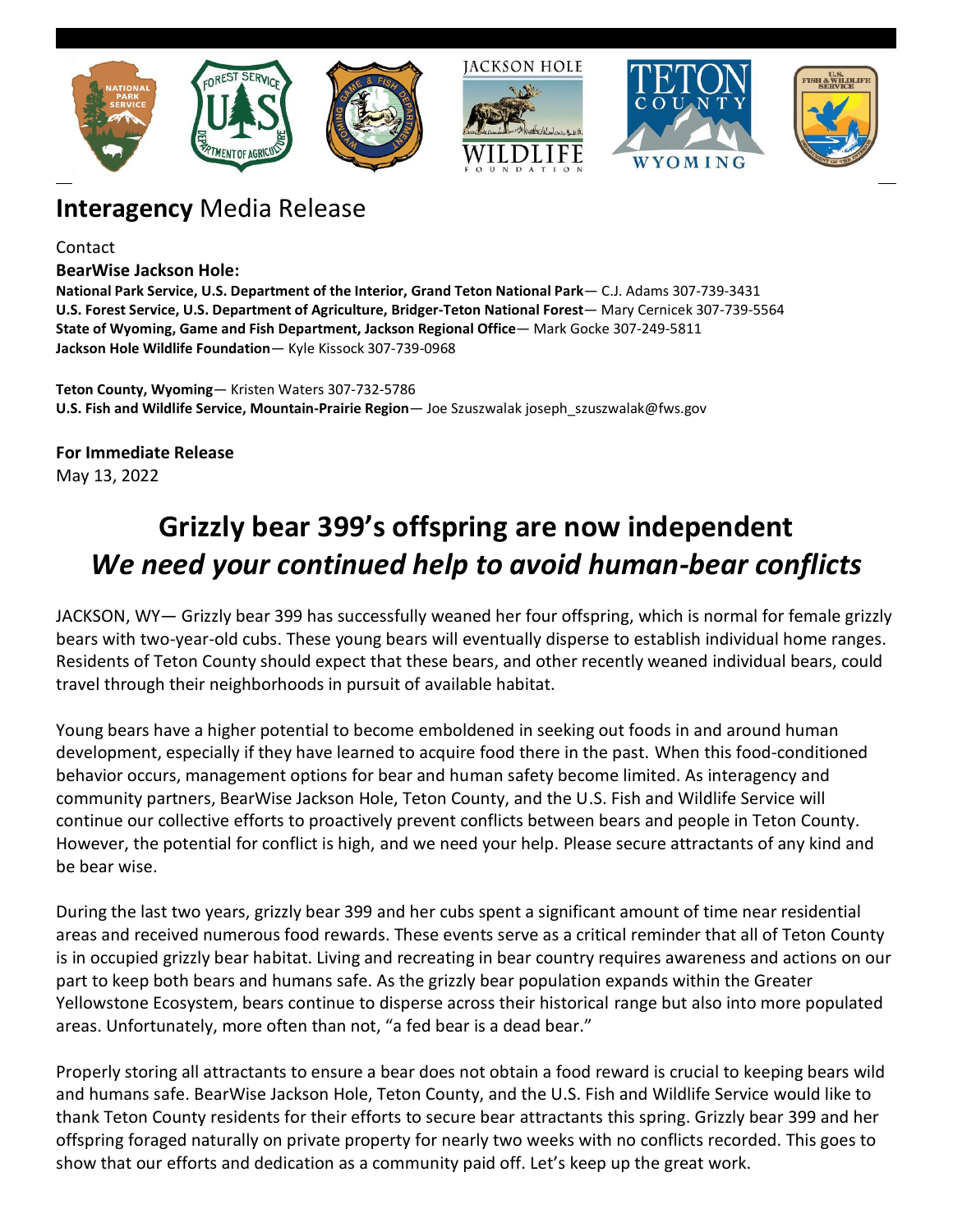## **Interagency** Media Release

Contact

**BearWise Jackson Hole:**

**National Park Service, U.S. Department of the Interior, Grand Teton National Park**— C.J. Adams 307-739-3431
**U.S. Forest Service, U.S. Department of Agriculture, Bridger-Teton National Forest**— Mary Cernicek 307-739-5564
**State of Wyoming, Game and Fish Department, Jackson Regional Office**— Mark Gocke 307-249-5811
**Jackson Hole Wildlife Foundation**— Kyle Kissock 307-739-0968

**Teton County, Wyoming**— Kristen Waters 307-732-5786
**U.S. Fish and Wildlife Service, Mountain-Prairie Region**— Joe Szuszwalak joseph_szuszwalak@fws.gov

**For Immediate Release**
May 13, 2022

# Grizzly bear 399's offspring are now independent
## *We need your continued help to avoid human-bear conflicts*

JACKSON, WY— Grizzly bear 399 has successfully weaned her four offspring, which is normal for female grizzly bears with two-year-old cubs. These young bears will eventually disperse to establish individual home ranges. Residents of Teton County should expect that these bears, and other recently weaned individual bears, could travel through their neighborhoods in pursuit of available habitat.

Young bears have a higher potential to become emboldened in seeking out foods in and around human development, especially if they have learned to acquire food there in the past. When this food-conditioned behavior occurs, management options for bear and human safety become limited. As interagency and community partners, BearWise Jackson Hole, Teton County, and the U.S. Fish and Wildlife Service will continue our collective efforts to proactively prevent conflicts between bears and people in Teton County. However, the potential for conflict is high, and we need your help. Please secure attractants of any kind and be bear wise.

During the last two years, grizzly bear 399 and her cubs spent a significant amount of time near residential areas and received numerous food rewards. These events serve as a critical reminder that all of Teton County is in occupied grizzly bear habitat. Living and recreating in bear country requires awareness and actions on our part to keep both bears and humans safe. As the grizzly bear population expands within the Greater Yellowstone Ecosystem, bears continue to disperse across their historical range but also into more populated areas. Unfortunately, more often than not, "a fed bear is a dead bear."

Properly storing all attractants to ensure a bear does not obtain a food reward is crucial to keeping bears wild and humans safe. BearWise Jackson Hole, Teton County, and the U.S. Fish and Wildlife Service would like to thank Teton County residents for their efforts to secure bear attractants this spring. Grizzly bear 399 and her offspring foraged naturally on private property for nearly two weeks with no conflicts recorded. This goes to show that our efforts and dedication as a community paid off. Let's keep up the great work.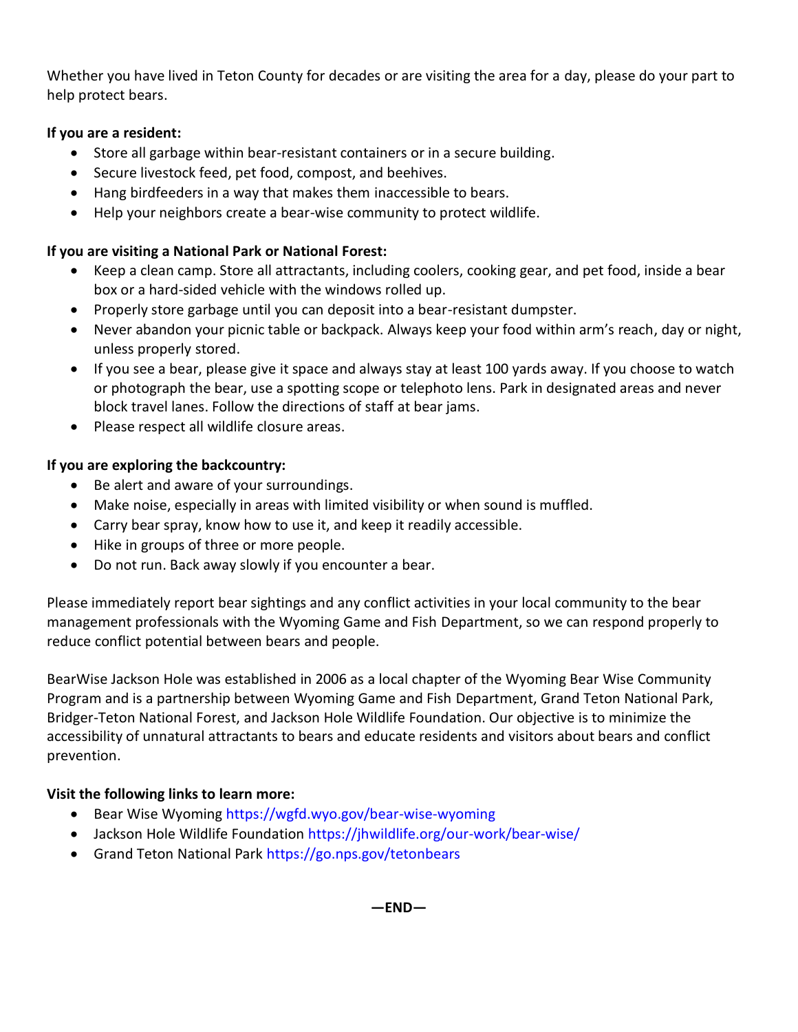Whether you have lived in Teton County for decades or are visiting the area for a day, please do your part to help protect bears.

**If you are a resident:**

- Store all garbage within bear-resistant containers or in a secure building.
- Secure livestock feed, pet food, compost, and beehives.
- Hang birdfeeders in a way that makes them inaccessible to bears.
- Help your neighbors create a bear-wise community to protect wildlife.

**If you are visiting a National Park or National Forest:**

- Keep a clean camp. Store all attractants, including coolers, cooking gear, and pet food, inside a bear box or a hard-sided vehicle with the windows rolled up.
- Properly store garbage until you can deposit into a bear-resistant dumpster.
- Never abandon your picnic table or backpack. Always keep your food within arm's reach, day or night, unless properly stored.
- If you see a bear, please give it space and always stay at least 100 yards away. If you choose to watch or photograph the bear, use a spotting scope or telephoto lens. Park in designated areas and never block travel lanes. Follow the directions of staff at bear jams.
- Please respect all wildlife closure areas.

**If you are exploring the backcountry:**

- Be alert and aware of your surroundings.
- Make noise, especially in areas with limited visibility or when sound is muffled.
- Carry bear spray, know how to use it, and keep it readily accessible.
- Hike in groups of three or more people.
- Do not run. Back away slowly if you encounter a bear.

Please immediately report bear sightings and any conflict activities in your local community to the bear management professionals with the Wyoming Game and Fish Department, so we can respond properly to reduce conflict potential between bears and people.

BearWise Jackson Hole was established in 2006 as a local chapter of the Wyoming Bear Wise Community Program and is a partnership between Wyoming Game and Fish Department, Grand Teton National Park, Bridger-Teton National Forest, and Jackson Hole Wildlife Foundation. Our objective is to minimize the accessibility of unnatural attractants to bears and educate residents and visitors about bears and conflict prevention.

**Visit the following links to learn more:**

- Bear Wise Wyoming https://wgfd.wyo.gov/bear-wise-wyoming
- Jackson Hole Wildlife Foundation https://jhwildlife.org/our-work/bear-wise/
- Grand Teton National Park https://go.nps.gov/tetonbears

**—END—**